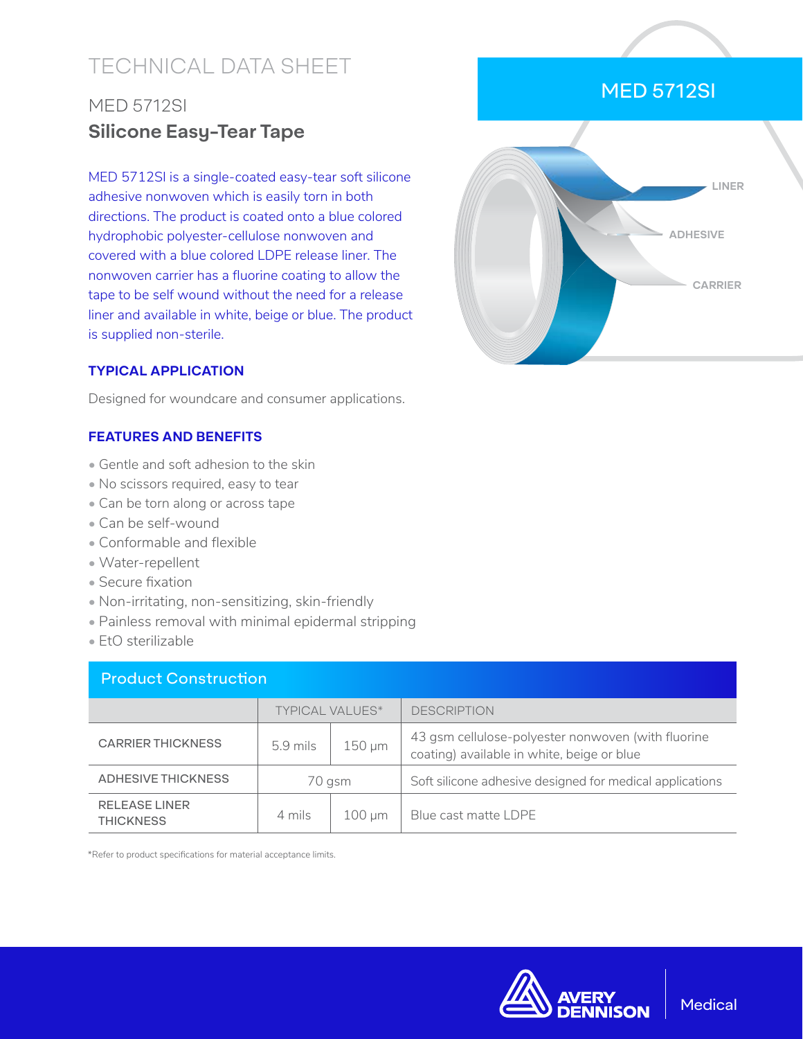# TECHNICAL DATA SHEET

## MED 5712SI

## **Silicone Easy-Tear Tape**

MED 5712SI is a single-coated easy-tear soft silicone adhesive nonwoven which is easily torn in both directions. The product is coated onto a blue colored hydrophobic polyester-cellulose nonwoven and covered with a blue colored LDPE release liner. The nonwoven carrier has a fluorine coating to allow the tape to be self wound without the need for a release liner and available in white, beige or blue. The product is supplied non-sterile.

MED 5712SI

LINER

ADHESIVE

CARRIER

### TYPICAL APPLICATION

Designed for woundcare and consumer applications.

### FEATURES AND BENEFITS

- Gentle and soft adhesion to the skin
- No scissors required, easy to tear
- Can be torn along or across tape
- Can be self-wound
- Conformable and flexible
- Water-repellent
- Secure fixation
- Non-irritating, non-sensitizing, skin-friendly
- Painless removal with minimal epidermal stripping
- EtO sterilizable

### Product Construction

| | TYPICAL VALUES* | | DESCRIPTION |
|---|---|---|---|
| CARRIER THICKNESS | 5.9 mils | 150 µm | 43 gsm cellulose-polyester nonwoven (with fluorine coating) available in white, beige or blue |
| ADHESIVE THICKNESS | 70 gsm | | Soft silicone adhesive designed for medical applications |
| RELEASE LINER THICKNESS | 4 mils | 100 µm | Blue cast matte LDPE |

*Refer to product specifications for material acceptance limits.

AVERY DENNISON Medical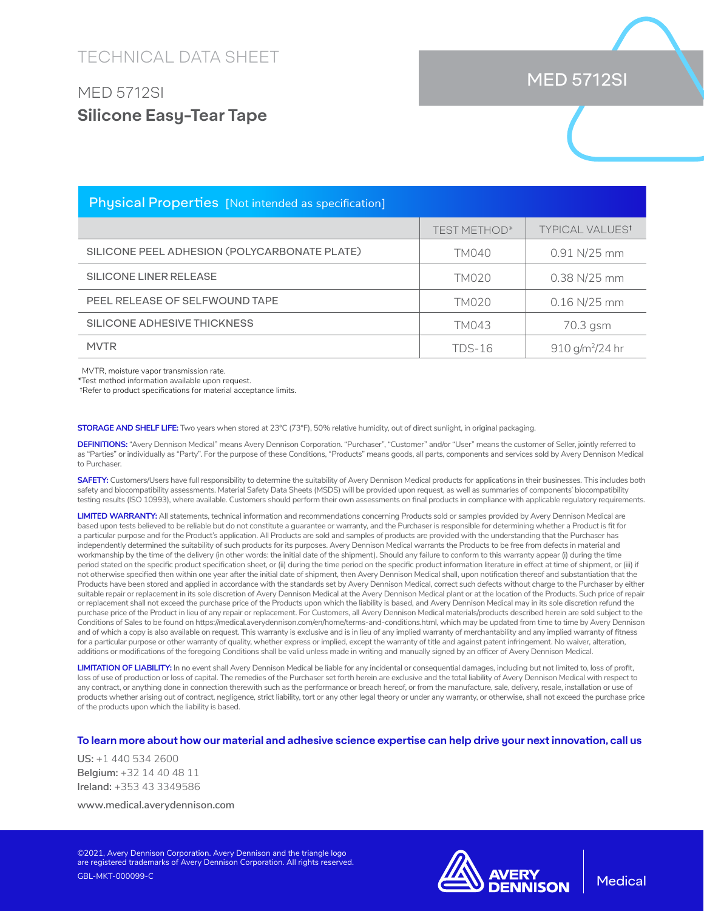TECHNICAL DATA SHEET

MED 5712SI

## Silicone Easy-Tear Tape

## Physical Properties [Not intended as specification]

| | TEST METHOD* | TYPICAL VALUES† |
|---|---|---|
| SILICONE PEEL ADHESION (POLYCARBONATE PLATE) | TM040 | 0.91 N/25 mm |
| SILICONE LINER RELEASE | TM020 | 0.38 N/25 mm |
| PEEL RELEASE OF SELFWOUND TAPE | TM020 | 0.16 N/25 mm |
| SILICONE ADHESIVE THICKNESS | TM043 | 70.3 gsm |
| MVTR | TDS-16 | 910 $g/m^2$/24 hr |

MVTR, moisture vapor transmission rate.
*Test method information available upon request.
†Refer to product specifications for material acceptance limits.

**STORAGE AND SHELF LIFE:** Two years when stored at 23°C (73°F), 50% relative humidity, out of direct sunlight, in original packaging.

**DEFINITIONS:** "Avery Dennison Medical" means Avery Dennison Corporation. "Purchaser", "Customer" and/or "User" means the customer of Seller, jointly referred to as "Parties" or individually as "Party". For the purpose of these Conditions, "Products" means goods, all parts, components and services sold by Avery Dennison Medical to Purchaser.

**SAFETY:** Customers/Users have full responsibility to determine the suitability of Avery Dennison Medical products for applications in their businesses. This includes both safety and biocompatibility assessments. Material Safety Data Sheets (MSDS) will be provided upon request, as well as summaries of components' biocompatibility testing results (ISO 10993), where available. Customers should perform their own assessments on final products in compliance with applicable regulatory requirements.

**LIMITED WARRANTY:** All statements, technical information and recommendations concerning Products sold or samples provided by Avery Dennison Medical are based upon tests believed to be reliable but do not constitute a guarantee or warranty, and the Purchaser is responsible for determining whether a Product is fit for a particular purpose and for the Product's application. All Products are sold and samples of products are provided with the understanding that the Purchaser has independently determined the suitability of such products for its purposes. Avery Dennison Medical warrants the Products to be free from defects in material and workmanship by the time of the delivery (in other words: the initial date of the shipment). Should any failure to conform to this warranty appear (i) during the time period stated on the specific product specification sheet, or (ii) during the time period on the specific product information literature in effect at time of shipment, or (iii) if not otherwise specified then within one year after the initial date of shipment, then Avery Dennison Medical shall, upon notification thereof and substantiation that the Products have been stored and applied in accordance with the standards set by Avery Dennison Medical, correct such defects without charge to the Purchaser by either suitable repair or replacement in its sole discretion of Avery Dennison Medical at the Avery Dennison Medical plant or at the location of the Products. Such price of repair or replacement shall not exceed the purchase price of the Products upon which the liability is based, and Avery Dennison Medical may in its sole discretion refund the purchase price of the Product in lieu of any repair or replacement. For Customers, all Avery Dennison Medical materials/products described herein are sold subject to the Conditions of Sales to be found on https://medical.averydennison.com/en/home/terms-and-conditions.html, which may be updated from time to time by Avery Dennison and of which a copy is also available on request. This warranty is exclusive and is in lieu of any implied warranty of merchantability and any implied warranty of fitness for a particular purpose or other warranty of quality, whether express or implied, except the warranty of title and against patent infringement. No waiver, alteration, additions or modifications of the foregoing Conditions shall be valid unless made in writing and manually signed by an officer of Avery Dennison Medical.

**LIMITATION OF LIABILITY:** In no event shall Avery Dennison Medical be liable for any incidental or consequential damages, including but not limited to, loss of profit, loss of use of production or loss of capital. The remedies of the Purchaser set forth herein are exclusive and the total liability of Avery Dennison Medical with respect to any contract, or anything done in connection therewith such as the performance or breach hereof, or from the manufacture, sale, delivery, resale, installation or use of products whether arising out of contract, negligence, strict liability, tort or any other legal theory or under any warranty, or otherwise, shall not exceed the purchase price of the products upon which the liability is based.

**To learn more about how our material and adhesive science expertise can help drive your next innovation, call us**

**US:** +1 440 534 2600
**Belgium:** +32 14 40 48 11
**Ireland:** +353 43 3349586

**www.medical.averydennison.com**

©2021, Avery Dennison Corporation. Avery Dennison and the triangle logo are registered trademarks of Avery Dennison Corporation. All rights reserved.

GBL-MKT-000099-C

AVERY DENNISON Medical